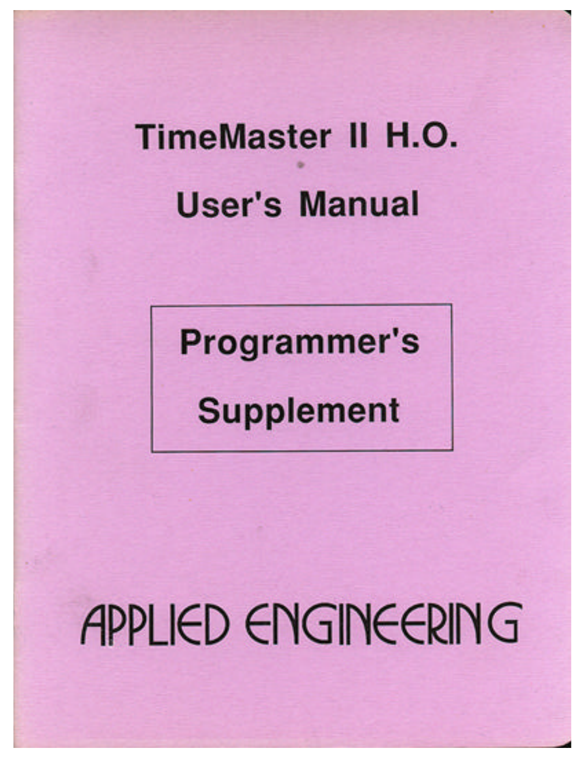# TimeMaster II H.O.

# User's Manual

## Programmer's Supplement

APPLIED ENGINEERING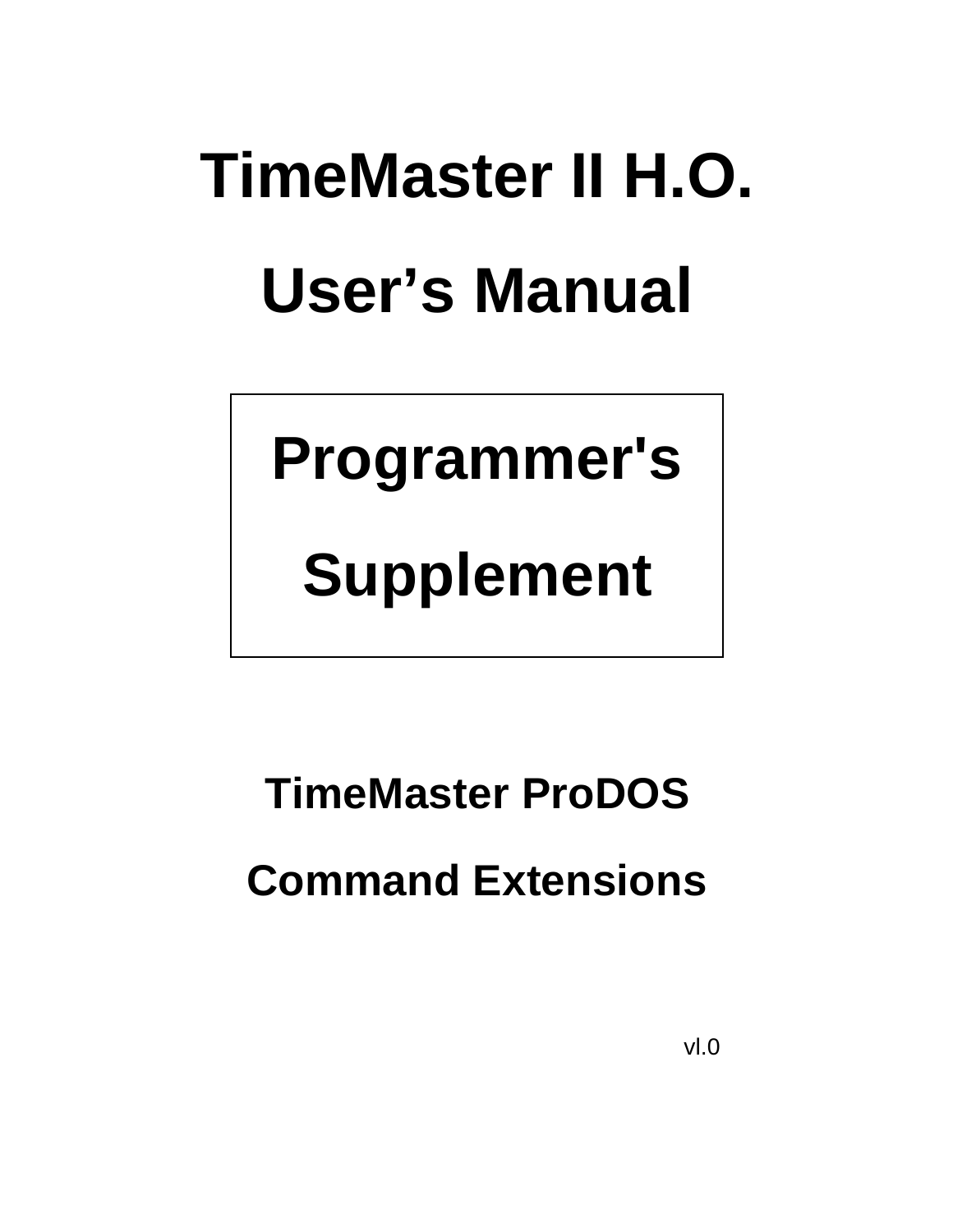# TimeMaster II H.O.

# User's Manual

## Programmer's

## Supplement

### TimeMaster ProDOS

### Command Extensions

vl.0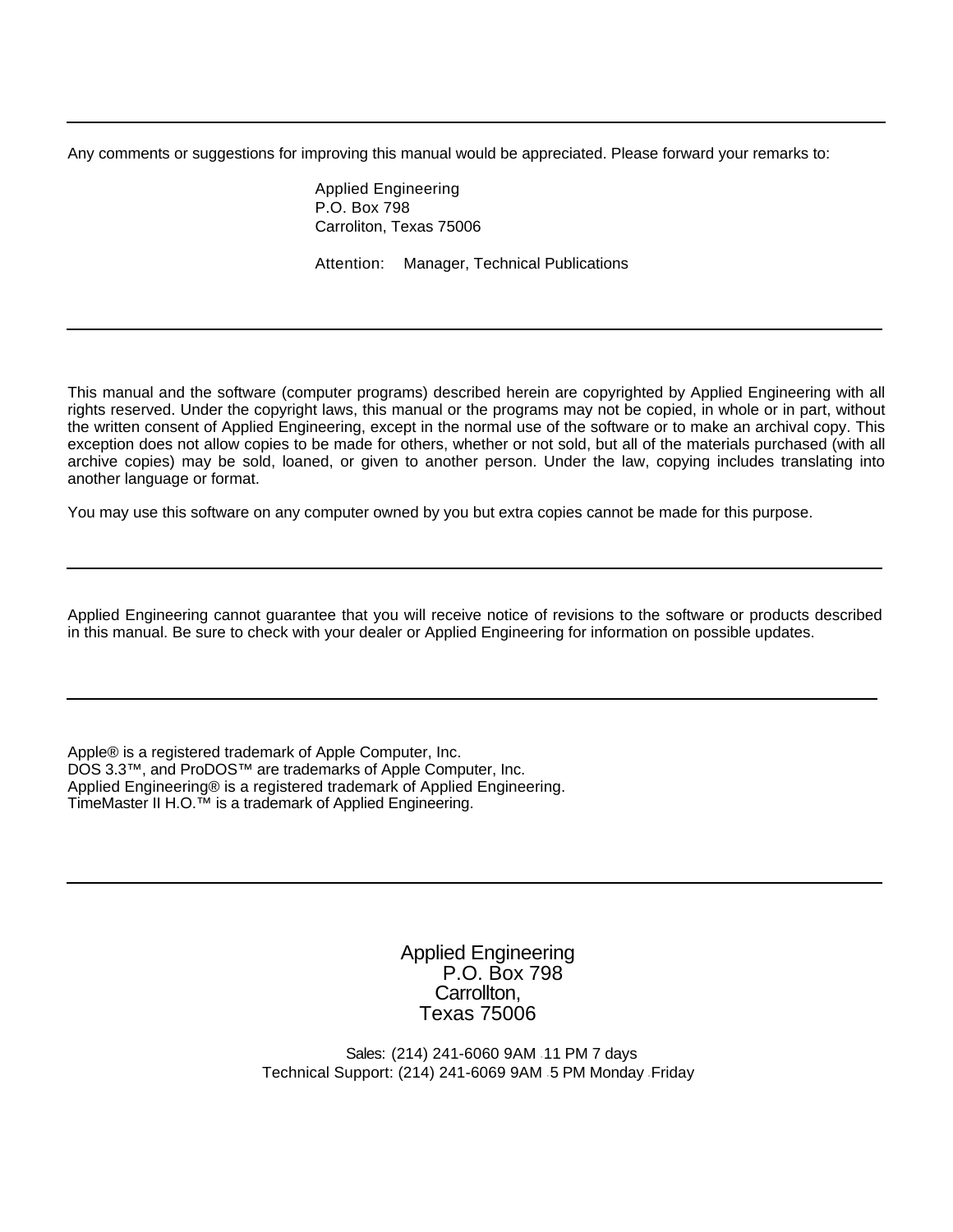---

Any comments or suggestions for improving this manual would be appreciated. Please forward your remarks to:

Applied Engineering
P.O. Box 798
Carroliton, Texas 75006

Attention: Manager, Technical Publications

---

This manual and the software (computer programs) described herein are copyrighted by Applied Engineering with all rights reserved. Under the copyright laws, this manual or the programs may not be copied, in whole or in part, without the written consent of Applied Engineering, except in the normal use of the software or to make an archival copy. This exception does not allow copies to be made for others, whether or not sold, but all of the materials purchased (with all archive copies) may be sold, loaned, or given to another person. Under the law, copying includes translating into another language or format.

You may use this software on any computer owned by you but extra copies cannot be made for this purpose.

---

Applied Engineering cannot guarantee that you will receive notice of revisions to the software or products described in this manual. Be sure to check with your dealer or Applied Engineering for information on possible updates.

---

Apple® is a registered trademark of Apple Computer, Inc.
DOS 3.3™, and ProDOS™ are trademarks of Apple Computer, Inc.
Applied Engineering® is a registered trademark of Applied Engineering.
TimeMaster II H.O.™ is a trademark of Applied Engineering.

---

Applied Engineering
P.O. Box 798
Carrollton,
Texas 75006

Sales: (214) 241-6060 9AM - 11 PM 7 days
Technical Support: (214) 241-6069 9AM - 5 PM Monday - Friday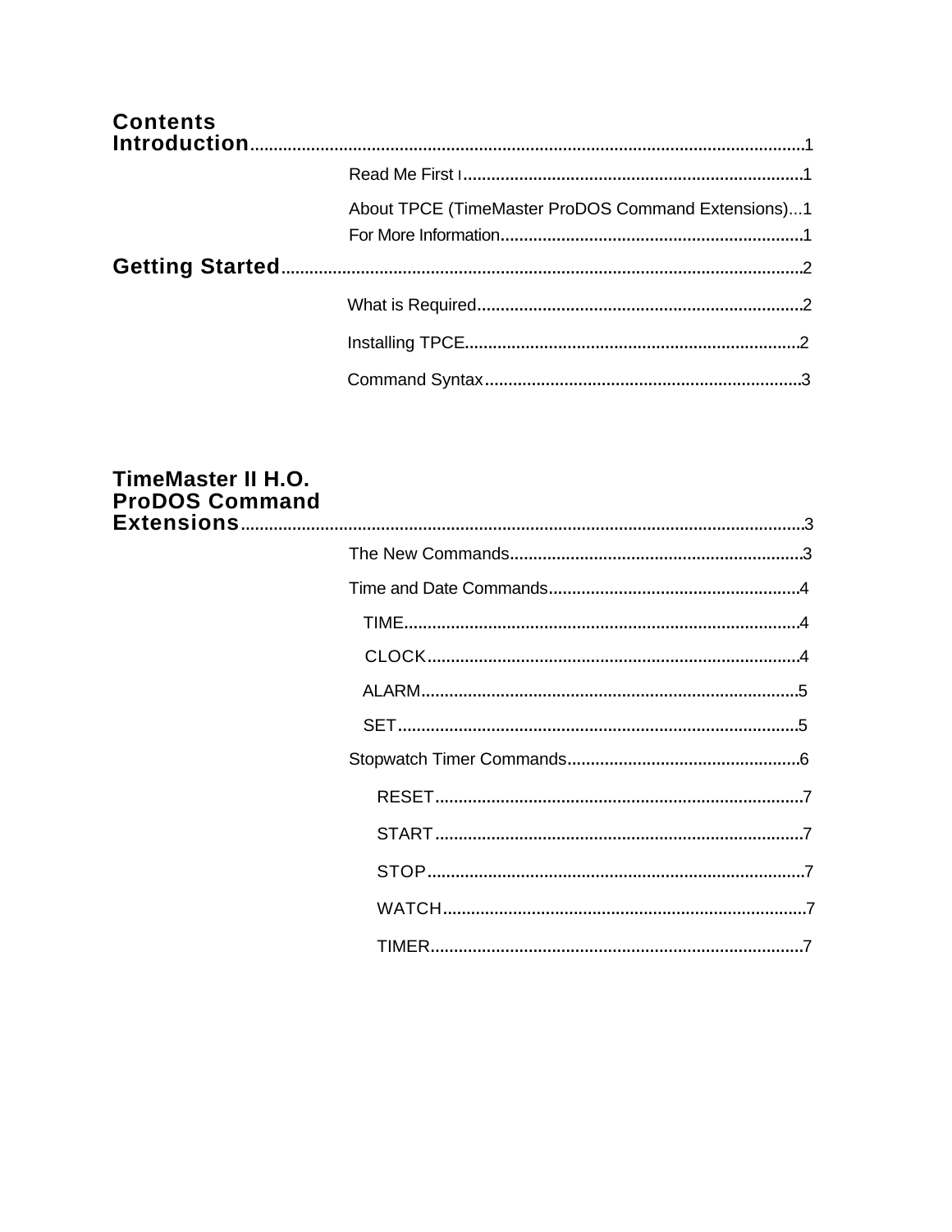# Contents

**Introduction** ........................................................................................................ 1

- Read Me First ........................................................................ 1
- About TPCE (TimeMaster ProDOS Command Extensions)... 1
- For More Information ................................................................ 1

**Getting Started** ................................................................................................... 2

- What is Required ..................................................................... 2
- Installing TPCE ........................................................................ 2
- Command Syntax ..................................................................... 3

**TimeMaster II H.O. ProDOS Command Extensions** ........................................... 3

- The New Commands ................................................................ 3
- Time and Date Commands ....................................................... 4
  - TIME ................................................................................ 4
  - CLOCK ............................................................................. 4
  - ALARM ............................................................................. 5
  - SET .................................................................................. 5
- Stopwatch Timer Commands .................................................... 6
  - RESET .............................................................................. 7
  - START .............................................................................. 7
  - STOP ................................................................................ 7
  - WATCH ............................................................................. 7
  - TIMER ............................................................................... 7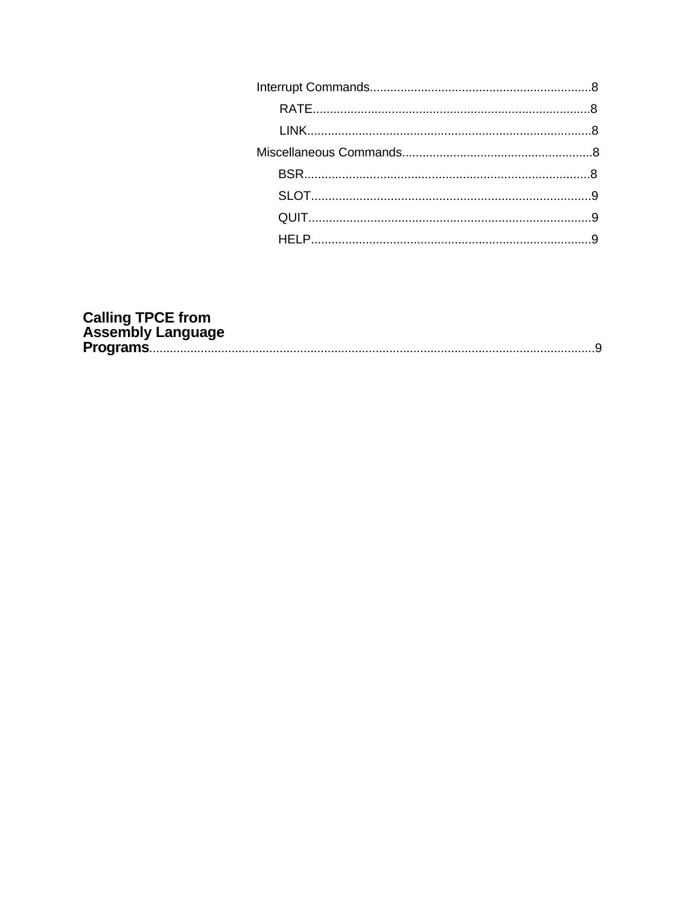Interrupt Commands................................................................8

RATE................................................................................8

LINK..................................................................................8

Miscellaneous Commands........................................................8

BSR...................................................................................8

SLOT.................................................................................9

QUIT..................................................................................9

HELP.................................................................................9

**Calling TPCE from Assembly Language Programs**..................................................................................................................9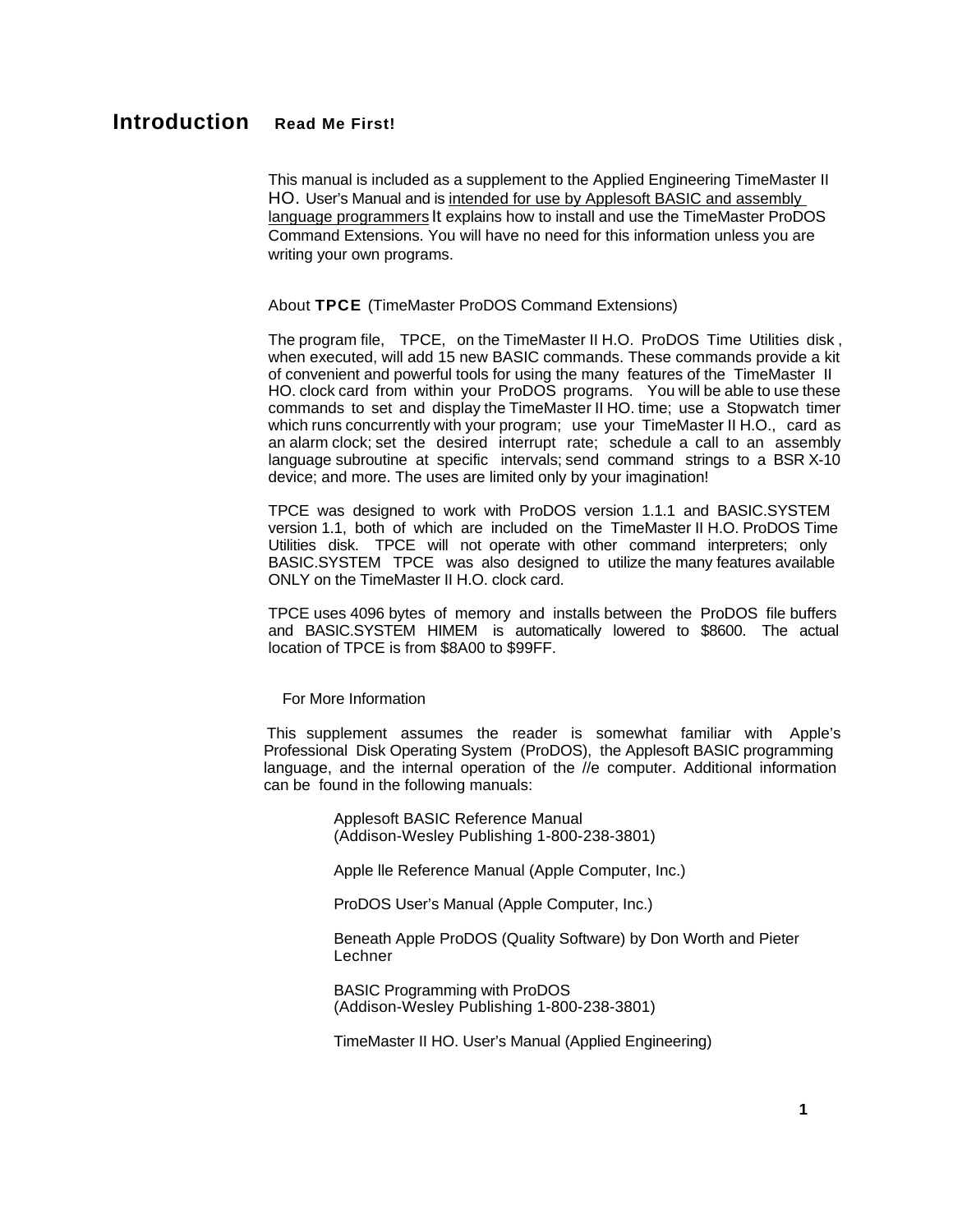# Introduction Read Me First!

This manual is included as a supplement to the Applied Engineering TimeMaster II HO. User's Manual and is intended for use by Applesoft BASIC and assembly language programmers It explains how to install and use the TimeMaster ProDOS Command Extensions. You will have no need for this information unless you are writing your own programs.

## About **TPCE** (TimeMaster ProDOS Command Extensions)

The program file, TPCE, on the TimeMaster II H.O. ProDOS Time Utilities disk , when executed, will add 15 new BASIC commands. These commands provide a kit of convenient and powerful tools for using the many features of the TimeMaster II HO. clock card from within your ProDOS programs. You will be able to use these commands to set and display the TimeMaster II HO. time; use a Stopwatch timer which runs concurrently with your program; use your TimeMaster II H.O., card as an alarm clock; set the desired interrupt rate; schedule a call to an assembly language subroutine at specific intervals; send command strings to a BSR X-10 device; and more. The uses are limited only by your imagination!

TPCE was designed to work with ProDOS version 1.1.1 and BASIC.SYSTEM version 1.1, both of which are included on the TimeMaster II H.O. ProDOS Time Utilities disk. TPCE will not operate with other command interpreters; only BASIC.SYSTEM TPCE was also designed to utilize the many features available ONLY on the TimeMaster II H.O. clock card.

TPCE uses 4096 bytes of memory and installs between the ProDOS file buffers and BASIC.SYSTEM HIMEM is automatically lowered to $8600. The actual location of TPCE is from $8A00 to $99FF.

## For More Information

This supplement assumes the reader is somewhat familiar with Apple's Professional Disk Operating System (ProDOS), the Applesoft BASIC programming language, and the internal operation of the //e computer. Additional information can be found in the following manuals:

Applesoft BASIC Reference Manual
(Addison-Wesley Publishing 1-800-238-3801)

Apple lle Reference Manual (Apple Computer, Inc.)

ProDOS User's Manual (Apple Computer, Inc.)

Beneath Apple ProDOS (Quality Software) by Don Worth and Pieter Lechner

BASIC Programming with ProDOS
(Addison-Wesley Publishing 1-800-238-3801)

TimeMaster II HO. User's Manual (Applied Engineering)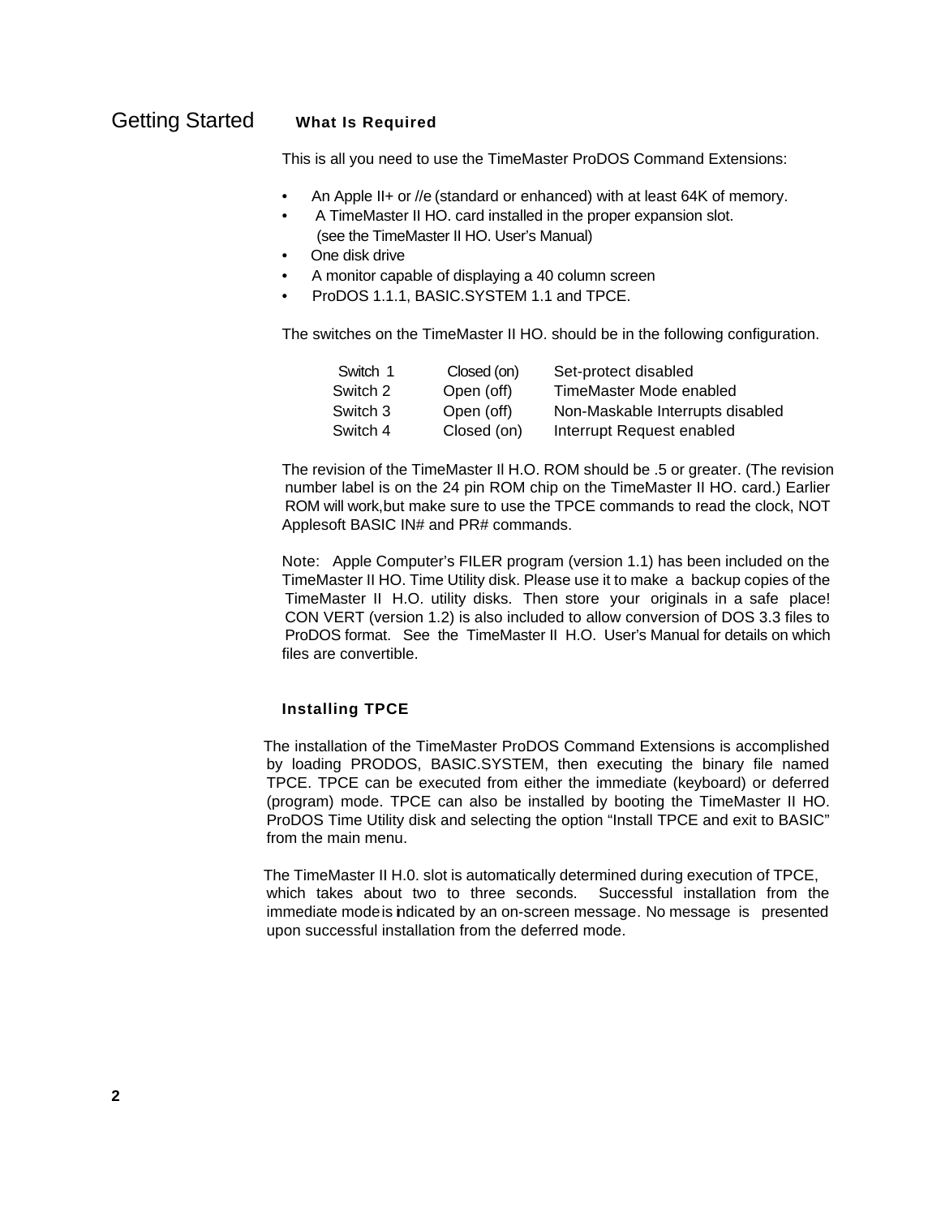## Getting Started

### What Is Required

This is all you need to use the TimeMaster ProDOS Command Extensions:

- An Apple II+ or //e (standard or enhanced) with at least 64K of memory.
- A TimeMaster II HO. card installed in the proper expansion slot. (see the TimeMaster II HO. User's Manual)
- One disk drive
- A monitor capable of displaying a 40 column screen
- ProDOS 1.1.1, BASIC.SYSTEM 1.1 and TPCE.

The switches on the TimeMaster II HO. should be in the following configuration.

| | | |
|---|---|---|
| Switch 1 | Closed (on) | Set-protect disabled |
| Switch 2 | Open (off) | TimeMaster Mode enabled |
| Switch 3 | Open (off) | Non-Maskable Interrupts disabled |
| Switch 4 | Closed (on) | Interrupt Request enabled |

The revision of the TimeMaster Il H.O. ROM should be .5 or greater. (The revision number label is on the 24 pin ROM chip on the TimeMaster II HO. card.) Earlier ROM will work,but make sure to use the TPCE commands to read the clock, NOT Applesoft BASIC IN# and PR# commands.

Note: Apple Computer's FILER program (version 1.1) has been included on the TimeMaster II HO. Time Utility disk. Please use it to make a backup copies of the TimeMaster II H.O. utility disks. Then store your originals in a safe place! CON VERT (version 1.2) is also included to allow conversion of DOS 3.3 files to ProDOS format. See the TimeMaster II H.O. User's Manual for details on which files are convertible.

### Installing TPCE

The installation of the TimeMaster ProDOS Command Extensions is accomplished by loading PRODOS, BASIC.SYSTEM, then executing the binary file named TPCE. TPCE can be executed from either the immediate (keyboard) or deferred (program) mode. TPCE can also be installed by booting the TimeMaster II HO. ProDOS Time Utility disk and selecting the option "Install TPCE and exit to BASIC" from the main menu.

The TimeMaster II H.0. slot is automatically determined during execution of TPCE, which takes about two to three seconds. Successful installation from the immediate mode is indicated by an on-screen message. No message is presented upon successful installation from the deferred mode.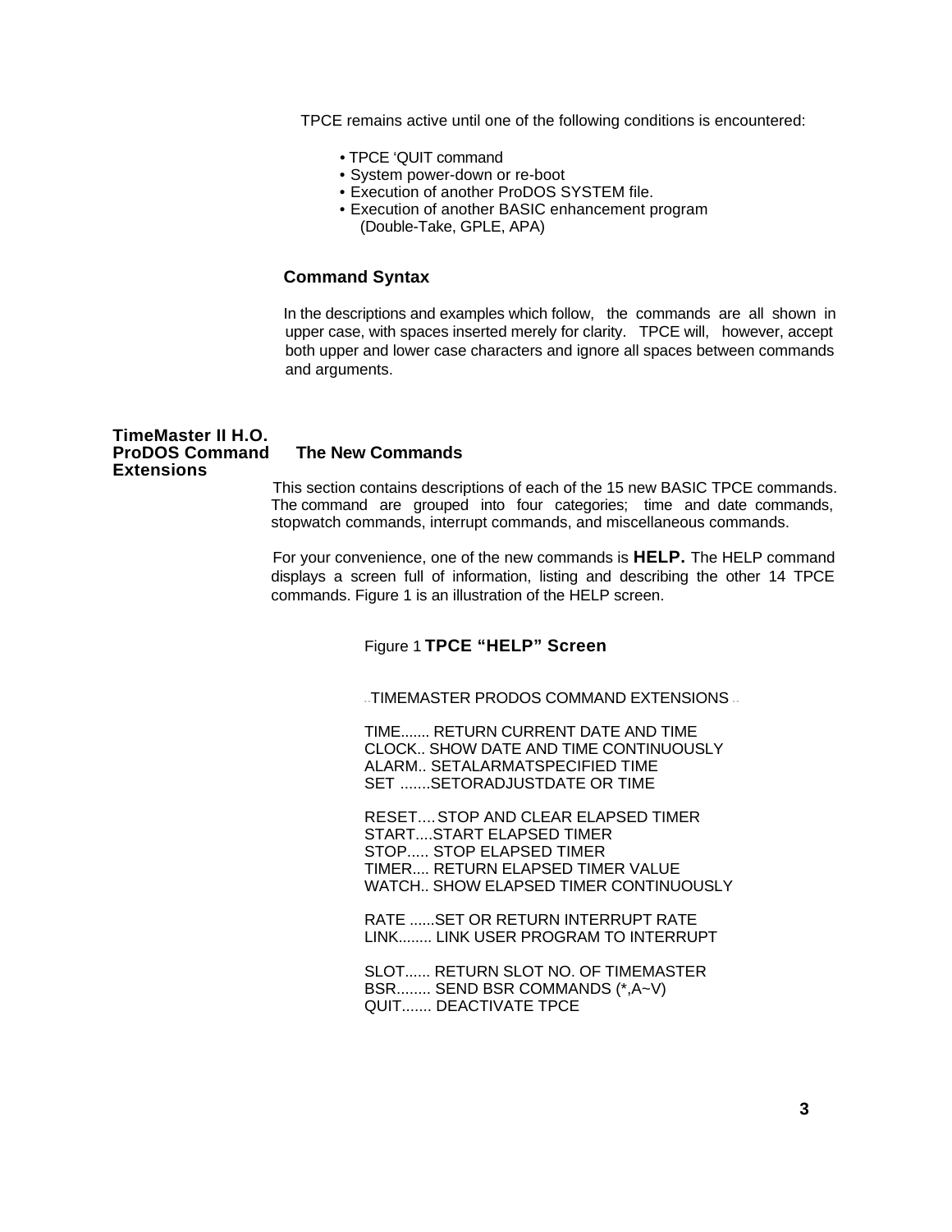TPCE remains active until one of the following conditions is encountered:

- TPCE 'QUIT command
- System power-down or re-boot
- Execution of another ProDOS SYSTEM file.
- Execution of another BASIC enhancement program (Double-Take, GPLE, APA)

### Command Syntax

In the descriptions and examples which follow, the commands are all shown in upper case, with spaces inserted merely for clarity. TPCE will, however, accept both upper and lower case characters and ignore all spaces between commands and arguments.

## TimeMaster II H.O. ProDOS Command Extensions

### The New Commands

This section contains descriptions of each of the 15 new BASIC TPCE commands. The command are grouped into four categories; time and date commands, stopwatch commands, interrupt commands, and miscellaneous commands.

For your convenience, one of the new commands is **HELP.** The HELP command displays a screen full of information, listing and describing the other 14 TPCE commands. Figure 1 is an illustration of the HELP screen.

Figure 1 **TPCE "HELP" Screen**

```
..TIMEMASTER PRODOS COMMAND EXTENSIONS ..

TIME....... RETURN CURRENT DATE AND TIME
CLOCK.. SHOW DATE AND TIME CONTINUOUSLY
ALARM.. SETALARMATSPECIFIED TIME
SET .......SETORADJUSTDATE OR TIME

RESET....STOP AND CLEAR ELAPSED TIMER
START....START ELAPSED TIMER
STOP..... STOP ELAPSED TIMER
TIMER.... RETURN ELAPSED TIMER VALUE
WATCH.. SHOW ELAPSED TIMER CONTINUOUSLY

RATE ......SET OR RETURN INTERRUPT RATE
LINK........ LINK USER PROGRAM TO INTERRUPT

SLOT...... RETURN SLOT NO. OF TIMEMASTER
BSR........ SEND BSR COMMANDS (*,A~V)
QUIT....... DEACTIVATE TPCE
```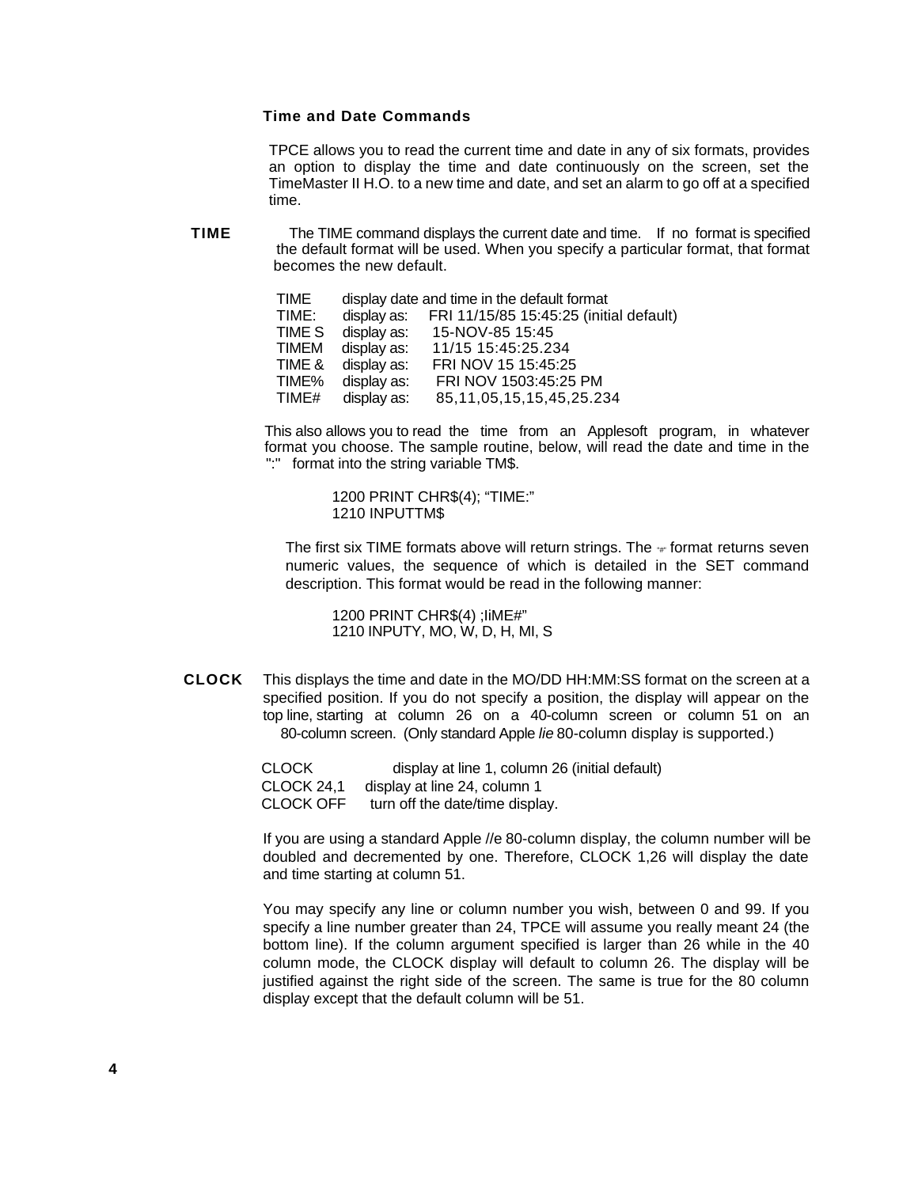### Time and Date Commands

TPCE allows you to read the current time and date in any of six formats, provides an option to display the time and date continuously on the screen, set the TimeMaster II H.O. to a new time and date, and set an alarm to go off at a specified time.

**TIME** The TIME command displays the current date and time. If no format is specified the default format will be used. When you specify a particular format, that format becomes the new default.

| | | |
|---|---|---|
| TIME | display date and time in the default format | |
| TIME: | display as: | FRI 11/15/85 15:45:25 (initial default) |
| TIME S | display as: | 15-NOV-85 15:45 |
| TIMEM | display as: | 11/15 15:45:25.234 |
| TIME & | display as: | FRI NOV 15 15:45:25 |
| TIME% | display as: | FRI NOV 1503:45:25 PM |
| TIME# | display as: | 85,11,05,15,15,45,25.234 |

This also allows you to read the time from an Applesoft program, in whatever format you choose. The sample routine, below, will read the date and time in the ":" format into the string variable TM$.

```
1200 PRINT CHR$(4); “TIME:”
1210 INPUTTM$
```

The first six TIME formats above will return strings. The "#" format returns seven numeric values, the sequence of which is detailed in the SET command description. This format would be read in the following manner:

```
1200 PRINT CHR$(4) ;IiME#”
1210 INPUTY, MO, W, D, H, MI, S
```

**CLOCK** This displays the time and date in the MO/DD HH:MM:SS format on the screen at a specified position. If you do not specify a position, the display will appear on the top line, starting at column 26 on a 40-column screen or column 51 on an 80-column screen. (Only standard Apple *lie* 80-column display is supported.)

| | |
|---|---|
| CLOCK | display at line 1, column 26 (initial default) |
| CLOCK 24,1 | display at line 24, column 1 |
| CLOCK OFF | turn off the date/time display. |

If you are using a standard Apple //e 80-column display, the column number will be doubled and decremented by one. Therefore, CLOCK 1,26 will display the date and time starting at column 51.

You may specify any line or column number you wish, between 0 and 99. If you specify a line number greater than 24, TPCE will assume you really meant 24 (the bottom line). If the column argument specified is larger than 26 while in the 40 column mode, the CLOCK display will default to column 26. The display will be justified against the right side of the screen. The same is true for the 80 column display except that the default column will be 51.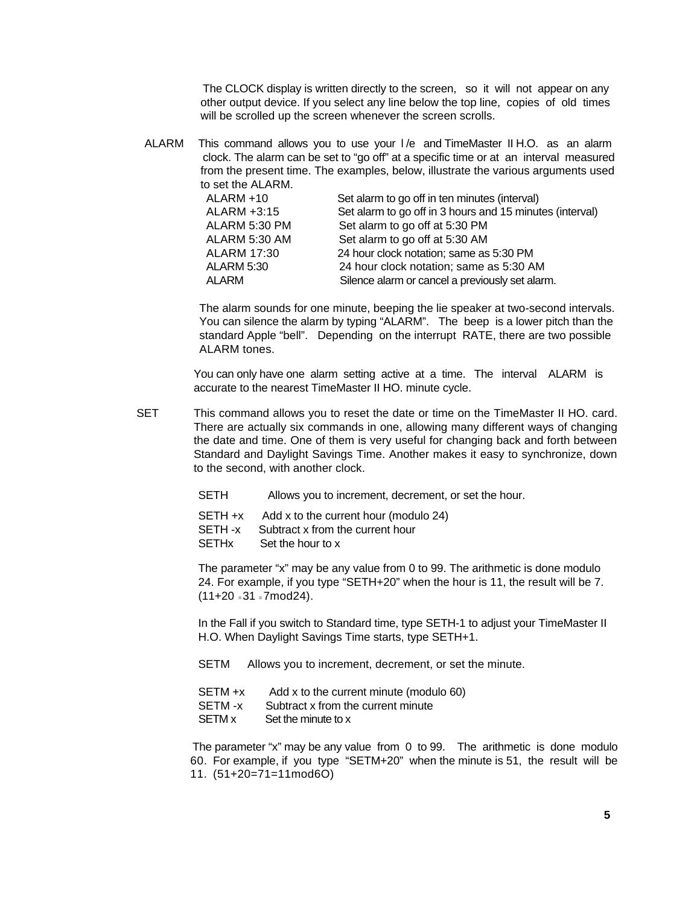The CLOCK display is written directly to the screen, so it will not appear on any other output device. If you select any line below the top line, copies of old times will be scrolled up the screen whenever the screen scrolls.

**ALARM** This command allows you to use your l /e and TimeMaster II H.O. as an alarm clock. The alarm can be set to "go off" at a specific time or at an interval measured from the present time. The examples, below, illustrate the various arguments used to set the ALARM.

| | |
|---|---|
| ALARM +10 | Set alarm to go off in ten minutes (interval) |
| ALARM +3:15 | Set alarm to go off in 3 hours and 15 minutes (interval) |
| ALARM 5:30 PM | Set alarm to go off at 5:30 PM |
| ALARM 5:30 AM | Set alarm to go off at 5:30 AM |
| ALARM 17:30 | 24 hour clock notation; same as 5:30 PM |
| ALARM 5:30 | 24 hour clock notation; same as 5:30 AM |
| ALARM | Silence alarm or cancel a previously set alarm. |

The alarm sounds for one minute, beeping the lie speaker at two-second intervals. You can silence the alarm by typing "ALARM". The beep is a lower pitch than the standard Apple "bell". Depending on the interrupt RATE, there are two possible ALARM tones.

You can only have one alarm setting active at a time. The interval ALARM is accurate to the nearest TimeMaster II HO. minute cycle.

**SET** This command allows you to reset the date or time on the TimeMaster II HO. card. There are actually six commands in one, allowing many different ways of changing the date and time. One of them is very useful for changing back and forth between Standard and Daylight Savings Time. Another makes it easy to synchronize, down to the second, with another clock.

SETH Allows you to increment, decrement, or set the hour.

| | |
|---|---|
| SETH +x | Add x to the current hour (modulo 24) |
| SETH -x | Subtract x from the current hour |
| SETHx | Set the hour to x |

The parameter "x" may be any value from 0 to 99. The arithmetic is done modulo 24. For example, if you type "SETH+20" when the hour is 11, the result will be 7. (11+20 = 31 = 7mod24).

In the Fall if you switch to Standard time, type SETH-1 to adjust your TimeMaster II H.O. When Daylight Savings Time starts, type SETH+1.

SETM Allows you to increment, decrement, or set the minute.

| | |
|---|---|
| SETM +x | Add x to the current minute (modulo 60) |
| SETM -x | Subtract x from the current minute |
| SETM x | Set the minute to x |

The parameter "x" may be any value from 0 to 99. The arithmetic is done modulo 60. For example, if you type "SETM+20" when the minute is 51, the result will be 11. (51+20=71=11mod6O)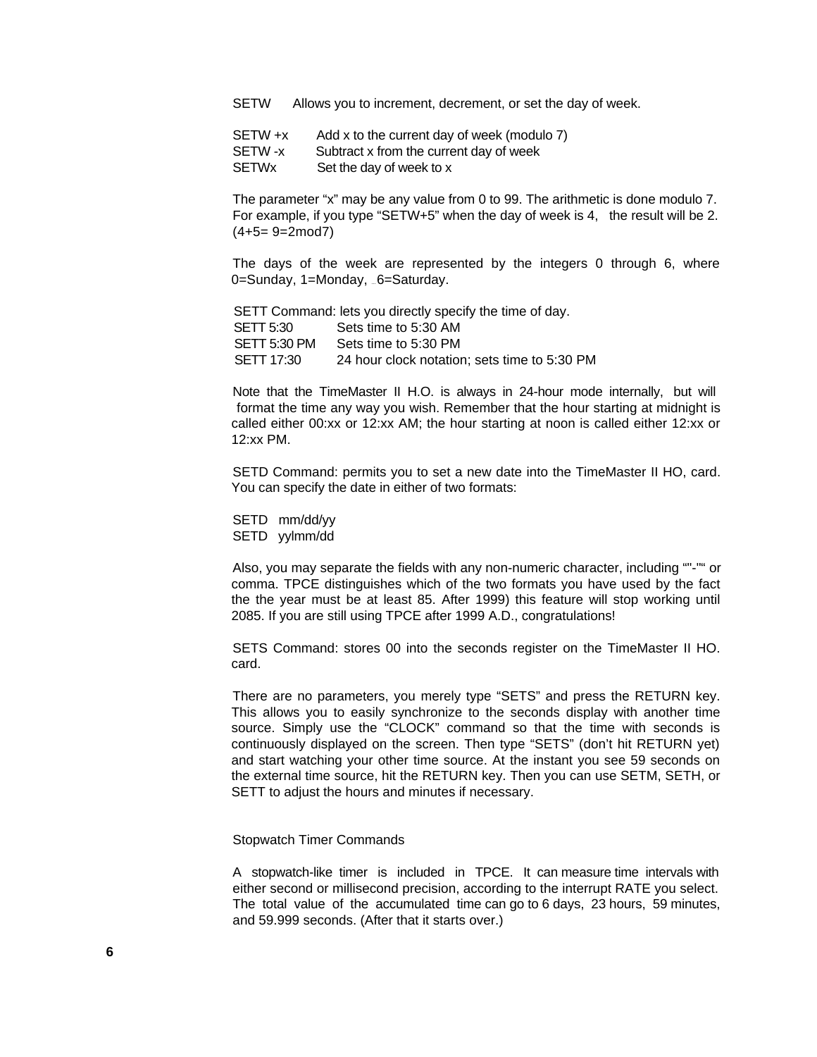SETW Allows you to increment, decrement, or set the day of week.

| | |
|---|---|
| SETW +x | Add x to the current day of week (modulo 7) |
| SETW -x | Subtract x from the current day of week |
| SETWx | Set the day of week to x |

The parameter "x" may be any value from 0 to 99. The arithmetic is done modulo 7. For example, if you type "SETW+5" when the day of week is 4, the result will be 2. (4+5= 9=2mod7)

The days of the week are represented by the integers 0 through 6, where 0=Sunday, 1=Monday, ..6=Saturday.

SETT Command: lets you directly specify the time of day.

| | |
|---|---|
| SETT 5:30 | Sets time to 5:30 AM |
| SETT 5:30 PM | Sets time to 5:30 PM |
| SETT 17:30 | 24 hour clock notation; sets time to 5:30 PM |

Note that the TimeMaster II H.O. is always in 24-hour mode internally, but will format the time any way you wish. Remember that the hour starting at midnight is called either 00:xx or 12:xx AM; the hour starting at noon is called either 12:xx or 12:xx PM.

SETD Command: permits you to set a new date into the TimeMaster II HO, card. You can specify the date in either of two formats:

SETD mm/dd/yy
SETD yylmm/dd

Also, you may separate the fields with any non-numeric character, including ""-"" or comma. TPCE distinguishes which of the two formats you have used by the fact the the year must be at least 85. After 1999) this feature will stop working until 2085. If you are still using TPCE after 1999 A.D., congratulations!

SETS Command: stores 00 into the seconds register on the TimeMaster II HO. card.

There are no parameters, you merely type "SETS" and press the RETURN key. This allows you to easily synchronize to the seconds display with another time source. Simply use the "CLOCK" command so that the time with seconds is continuously displayed on the screen. Then type "SETS" (don't hit RETURN yet) and start watching your other time source. At the instant you see 59 seconds on the external time source, hit the RETURN key. Then you can use SETM, SETH, or SETT to adjust the hours and minutes if necessary.

## Stopwatch Timer Commands

A stopwatch-like timer is included in TPCE. It can measure time intervals with either second or millisecond precision, according to the interrupt RATE you select. The total value of the accumulated time can go to 6 days, 23 hours, 59 minutes, and 59.999 seconds. (After that it starts over.)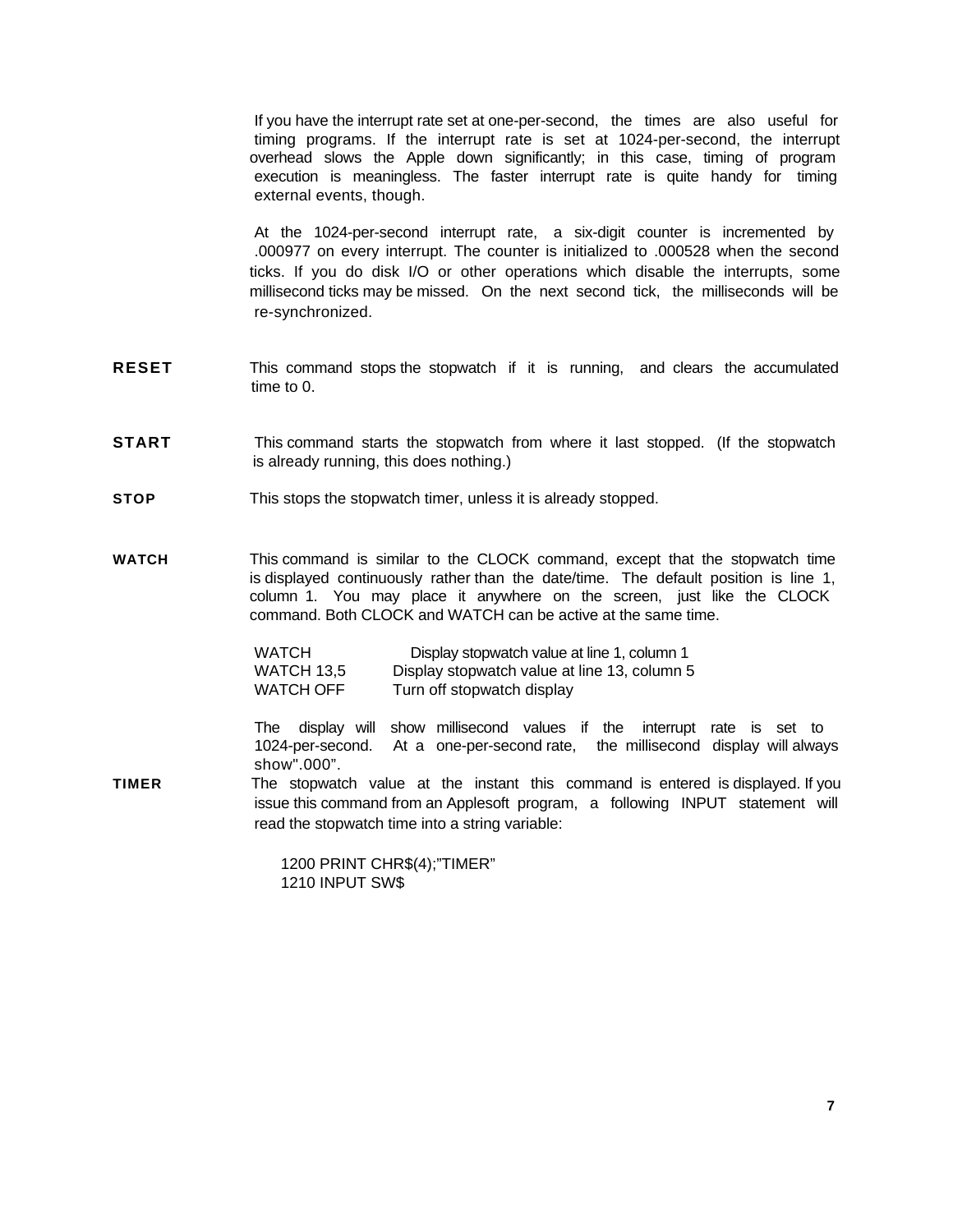If you have the interrupt rate set at one-per-second, the times are also useful for timing programs. If the interrupt rate is set at 1024-per-second, the interrupt overhead slows the Apple down significantly; in this case, timing of program execution is meaningless. The faster interrupt rate is quite handy for timing external events, though.

At the 1024-per-second interrupt rate, a six-digit counter is incremented by .000977 on every interrupt. The counter is initialized to .000528 when the second ticks. If you do disk I/O or other operations which disable the interrupts, some millisecond ticks may be missed. On the next second tick, the milliseconds will be re-synchronized.

**RESET** This command stops the stopwatch if it is running, and clears the accumulated time to 0.

**START** This command starts the stopwatch from where it last stopped. (If the stopwatch is already running, this does nothing.)

**STOP** This stops the stopwatch timer, unless it is already stopped.

**WATCH** This command is similar to the CLOCK command, except that the stopwatch time is displayed continuously rather than the date/time. The default position is line 1, column 1. You may place it anywhere on the screen, just like the CLOCK command. Both CLOCK and WATCH can be active at the same time.

| | |
|---|---|
| WATCH | Display stopwatch value at line 1, column 1 |
| WATCH 13,5 | Display stopwatch value at line 13, column 5 |
| WATCH OFF | Turn off stopwatch display |

The display will show millisecond values if the interrupt rate is set to 1024-per-second. At a one-per-second rate, the millisecond display will always show".000".

**TIMER** The stopwatch value at the instant this command is entered is displayed. If you issue this command from an Applesoft program, a following INPUT statement will read the stopwatch time into a string variable:

```
1200 PRINT CHR$(4);"TIMER"
1210 INPUT SW$
```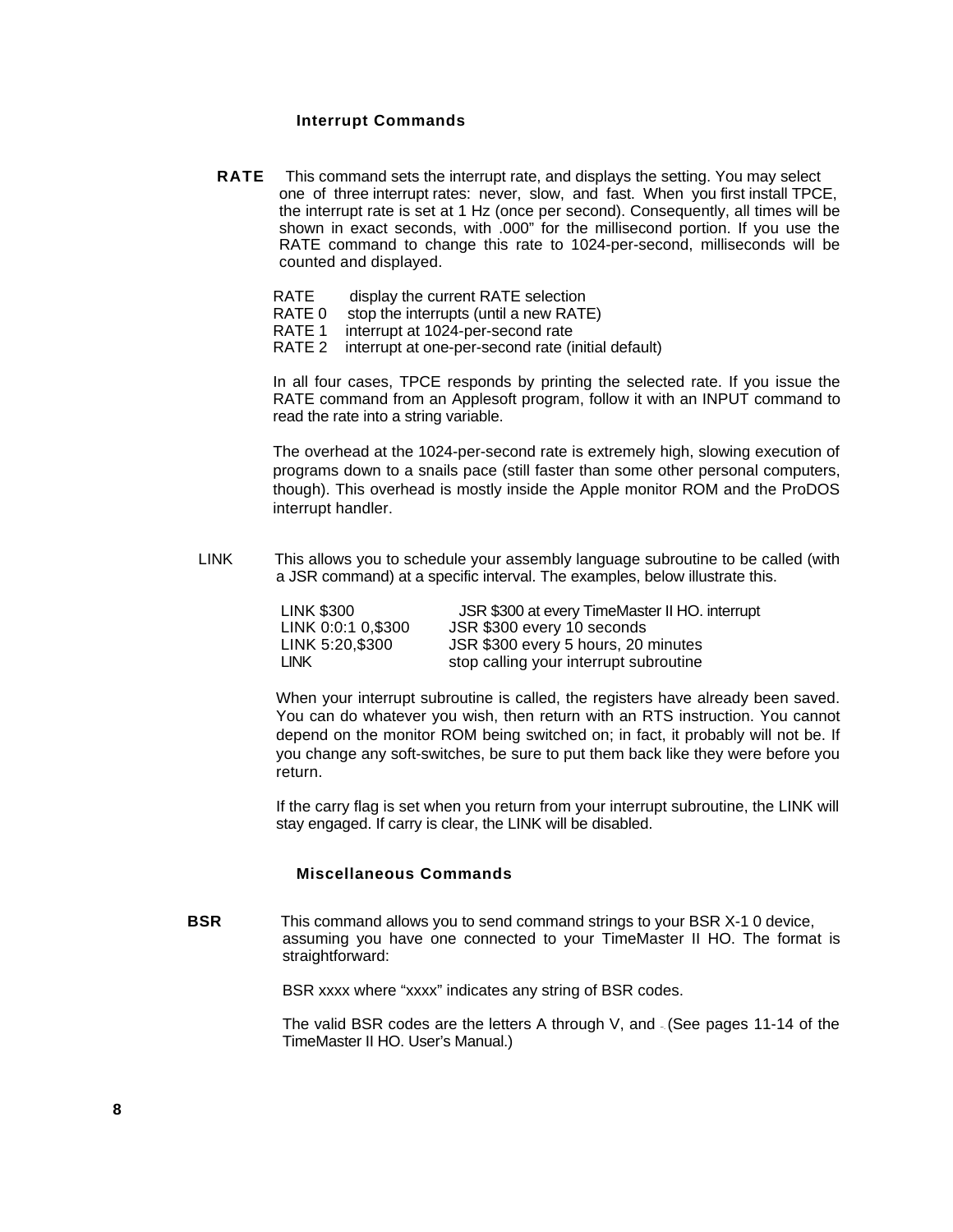## Interrupt Commands

**RATE** This command sets the interrupt rate, and displays the setting. You may select one of three interrupt rates: never, slow, and fast. When you first install TPCE, the interrupt rate is set at 1 Hz (once per second). Consequently, all times will be shown in exact seconds, with .000" for the millisecond portion. If you use the RATE command to change this rate to 1024-per-second, milliseconds will be counted and displayed.

| | |
|---|---|
| RATE | display the current RATE selection |
| RATE 0 | stop the interrupts (until a new RATE) |
| RATE 1 | interrupt at 1024-per-second rate |
| RATE 2 | interrupt at one-per-second rate (initial default) |

In all four cases, TPCE responds by printing the selected rate. If you issue the RATE command from an Applesoft program, follow it with an INPUT command to read the rate into a string variable.

The overhead at the 1024-per-second rate is extremely high, slowing execution of programs down to a snails pace (still faster than some other personal computers, though). This overhead is mostly inside the Apple monitor ROM and the ProDOS interrupt handler.

LINK This allows you to schedule your assembly language subroutine to be called (with a JSR command) at a specific interval. The examples, below illustrate this.

| | |
|---|---|
| LINK $300 | JSR $300 at every TimeMaster II HO. interrupt |
| LINK 0:0:1 0,$300 | JSR $300 every 10 seconds |
| LINK 5:20,$300 | JSR $300 every 5 hours, 20 minutes |
| LINK | stop calling your interrupt subroutine |

When your interrupt subroutine is called, the registers have already been saved. You can do whatever you wish, then return with an RTS instruction. You cannot depend on the monitor ROM being switched on; in fact, it probably will not be. If you change any soft-switches, be sure to put them back like they were before you return.

If the carry flag is set when you return from your interrupt subroutine, the LINK will stay engaged. If carry is clear, the LINK will be disabled.

## Miscellaneous Commands

**BSR** This command allows you to send command strings to your BSR X-1 0 device, assuming you have one connected to your TimeMaster II HO. The format is straightforward:

BSR xxxx where "xxxx" indicates any string of BSR codes.

The valid BSR codes are the letters A through V, and . (See pages 11-14 of the TimeMaster II HO. User's Manual.)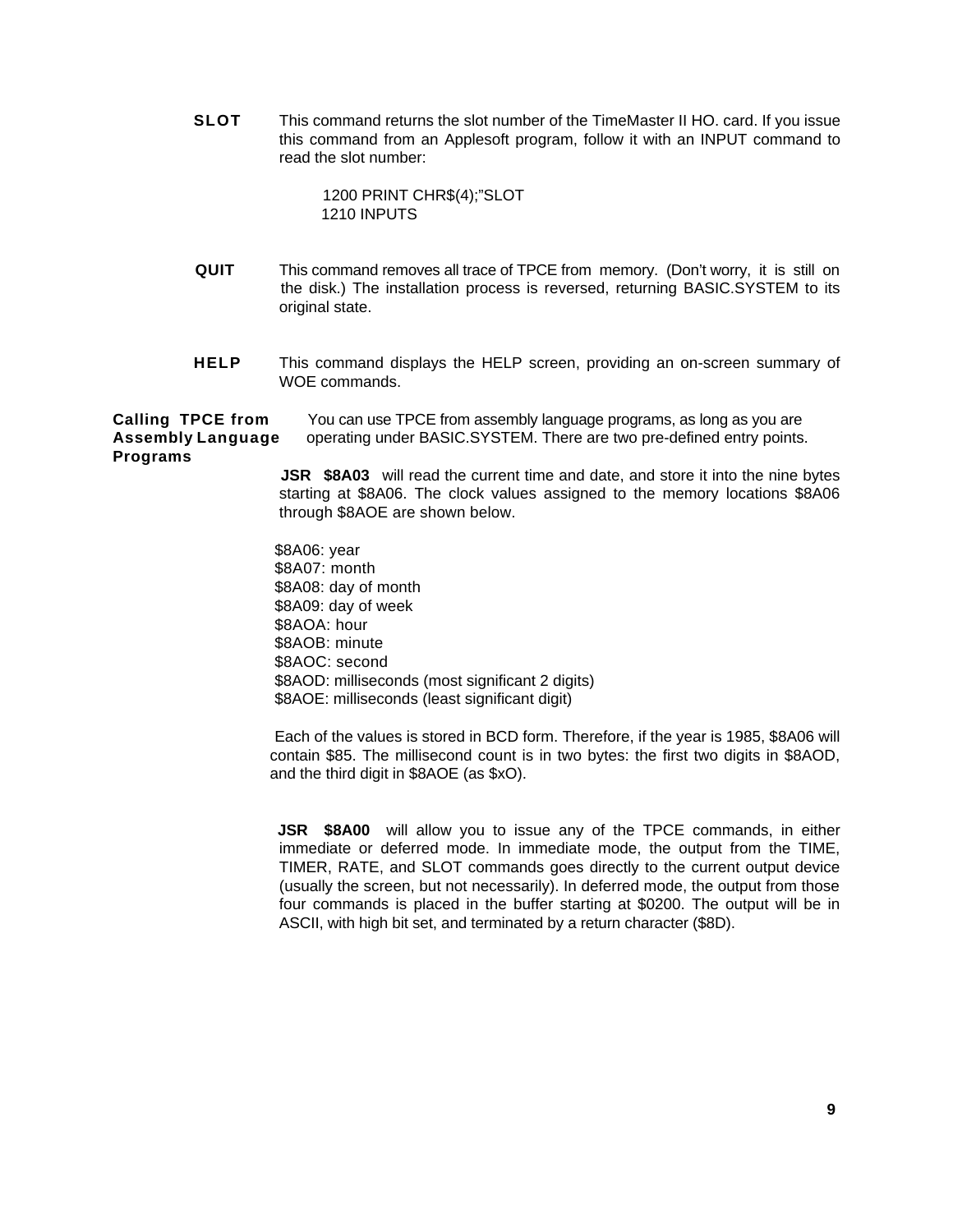**SLOT** This command returns the slot number of the TimeMaster II HO. card. If you issue this command from an Applesoft program, follow it with an INPUT command to read the slot number:

```
1200 PRINT CHR$(4);"SLOT
1210 INPUTS
```

**QUIT** This command removes all trace of TPCE from memory. (Don't worry, it is still on the disk.) The installation process is reversed, returning BASIC.SYSTEM to its original state.

**HELP** This command displays the HELP screen, providing an on-screen summary of WOE commands.

### Calling TPCE from Assembly Language Programs

You can use TPCE from assembly language programs, as long as you are operating under BASIC.SYSTEM. There are two pre-defined entry points.

**JSR $8A03** will read the current time and date, and store it into the nine bytes starting at $8A06. The clock values assigned to the memory locations $8A06 through $8AOE are shown below.

$8A06: year
$8A07: month
$8A08: day of month
$8A09: day of week
$8AOA: hour
$8AOB: minute
$8AOC: second
$8AOD: milliseconds (most significant 2 digits)
$8AOE: milliseconds (least significant digit)

Each of the values is stored in BCD form. Therefore, if the year is 1985, $8A06 will contain $85. The millisecond count is in two bytes: the first two digits in $8AOD, and the third digit in $8AOE (as $xO).

**JSR $8A00** will allow you to issue any of the TPCE commands, in either immediate or deferred mode. In immediate mode, the output from the TIME, TIMER, RATE, and SLOT commands goes directly to the current output device (usually the screen, but not necessarily). In deferred mode, the output from those four commands is placed in the buffer starting at $0200. The output will be in ASCII, with high bit set, and terminated by a return character ($8D).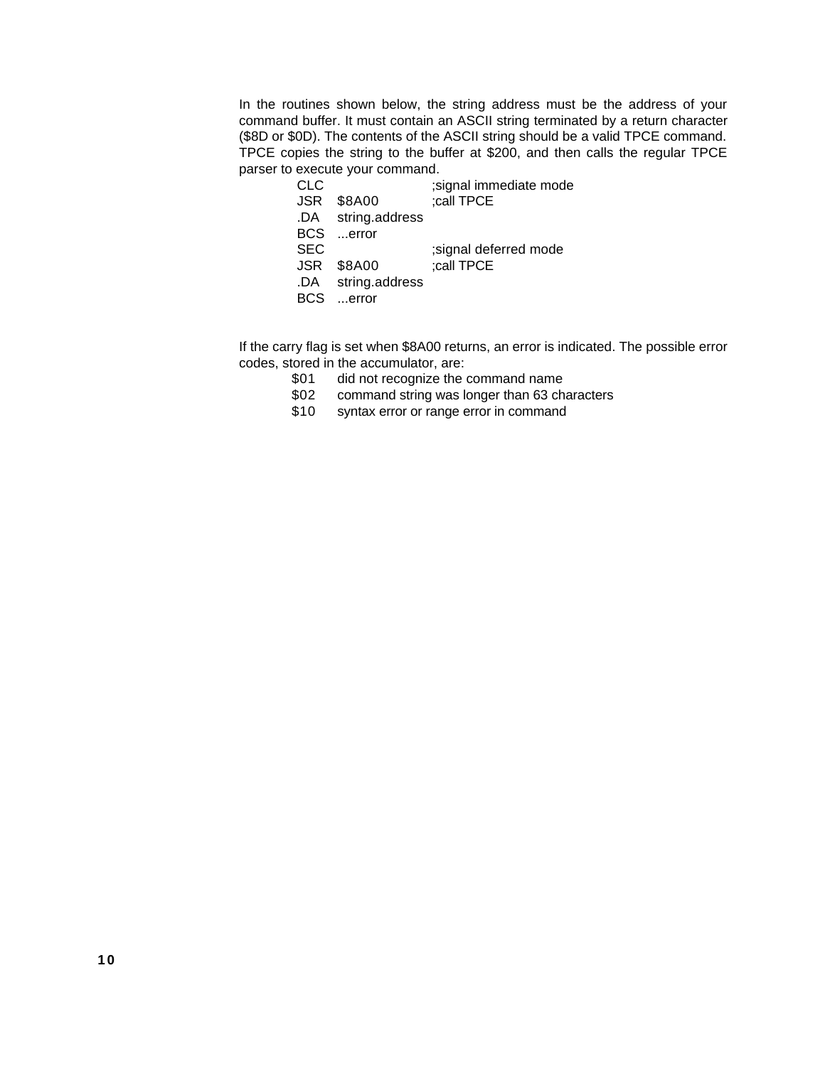In the routines shown below, the string address must be the address of your command buffer. It must contain an ASCII string terminated by a return character ($8D or $0D). The contents of the ASCII string should be a valid TPCE command. TPCE copies the string to the buffer at $200, and then calls the regular TPCE parser to execute your command.

```
CLC                          ;signal immediate mode
JSR    $8A00                 ;call TPCE
.DA    string.address
BCS    ...error
SEC                          ;signal deferred mode
JSR    $8A00                 ;call TPCE
.DA    string.address
BCS    ...error
```

If the carry flag is set when $8A00 returns, an error is indicated. The possible error codes, stored in the accumulator, are:

| | |
|---|---|
| $01 | did not recognize the command name |
| $02 | command string was longer than 63 characters |
| $10 | syntax error or range error in command |